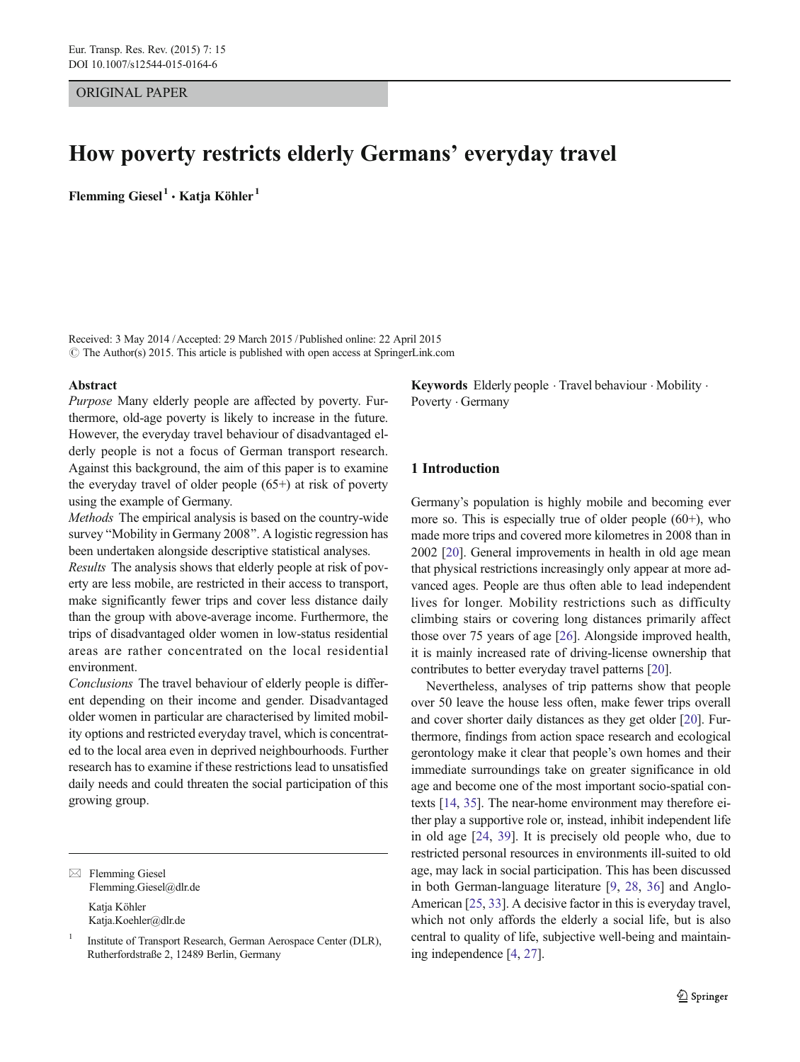ORIGINAL PAPER

# How poverty restricts elderly Germans' everyday travel

**Flemming Giesel** [1] **· Katja Köhler** [1]

Received: 3 May 2014 / Accepted: 29 March 2015 / Published online: 22 April 2015
© The Author(s) 2015. This article is published with open access at SpringerLink.com

**Abstract**

*Purpose* Many elderly people are affected by poverty. Furthermore, old-age poverty is likely to increase in the future. However, the everyday travel behaviour of disadvantaged elderly people is not a focus of German transport research. Against this background, the aim of this paper is to examine the everyday travel of older people (65+) at risk of poverty using the example of Germany.

*Methods* The empirical analysis is based on the country-wide survey "Mobility in Germany 2008". A logistic regression has been undertaken alongside descriptive statistical analyses.

*Results* The analysis shows that elderly people at risk of poverty are less mobile, are restricted in their access to transport, make significantly fewer trips and cover less distance daily than the group with above-average income. Furthermore, the trips of disadvantaged older women in low-status residential areas are rather concentrated on the local residential environment.

*Conclusions* The travel behaviour of elderly people is different depending on their income and gender. Disadvantaged older women in particular are characterised by limited mobility options and restricted everyday travel, which is concentrated to the local area even in deprived neighbourhoods. Further research has to examine if these restrictions lead to unsatisfied daily needs and could threaten the social participation of this growing group.

**Keywords** Elderly people · Travel behaviour · Mobility · Poverty · Germany

✉ Flemming Giesel
Flemming.Giesel@dlr.de

Katja Köhler
Katja.Koehler@dlr.de

[1] Institute of Transport Research, German Aerospace Center (DLR), Rutherfordstraße 2, 12489 Berlin, Germany

## 1 Introduction

Germany's population is highly mobile and becoming ever more so. This is especially true of older people (60+), who made more trips and covered more kilometres in 2008 than in 2002 [20]. General improvements in health in old age mean that physical restrictions increasingly only appear at more advanced ages. People are thus often able to lead independent lives for longer. Mobility restrictions such as difficulty climbing stairs or covering long distances primarily affect those over 75 years of age [26]. Alongside improved health, it is mainly increased rate of driving-license ownership that contributes to better everyday travel patterns [20].

Nevertheless, analyses of trip patterns show that people over 50 leave the house less often, make fewer trips overall and cover shorter daily distances as they get older [20]. Furthermore, findings from action space research and ecological gerontology make it clear that people's own homes and their immediate surroundings take on greater significance in old age and become one of the most important socio-spatial contexts [14, 35]. The near-home environment may therefore either play a supportive role or, instead, inhibit independent life in old age [24, 39]. It is precisely old people who, due to restricted personal resources in environments ill-suited to old age, may lack in social participation. This has been discussed in both German-language literature [9, 28, 36] and Anglo-American [25, 33]. A decisive factor in this is everyday travel, which not only affords the elderly a social life, but is also central to quality of life, subjective well-being and maintaining independence [4, 27].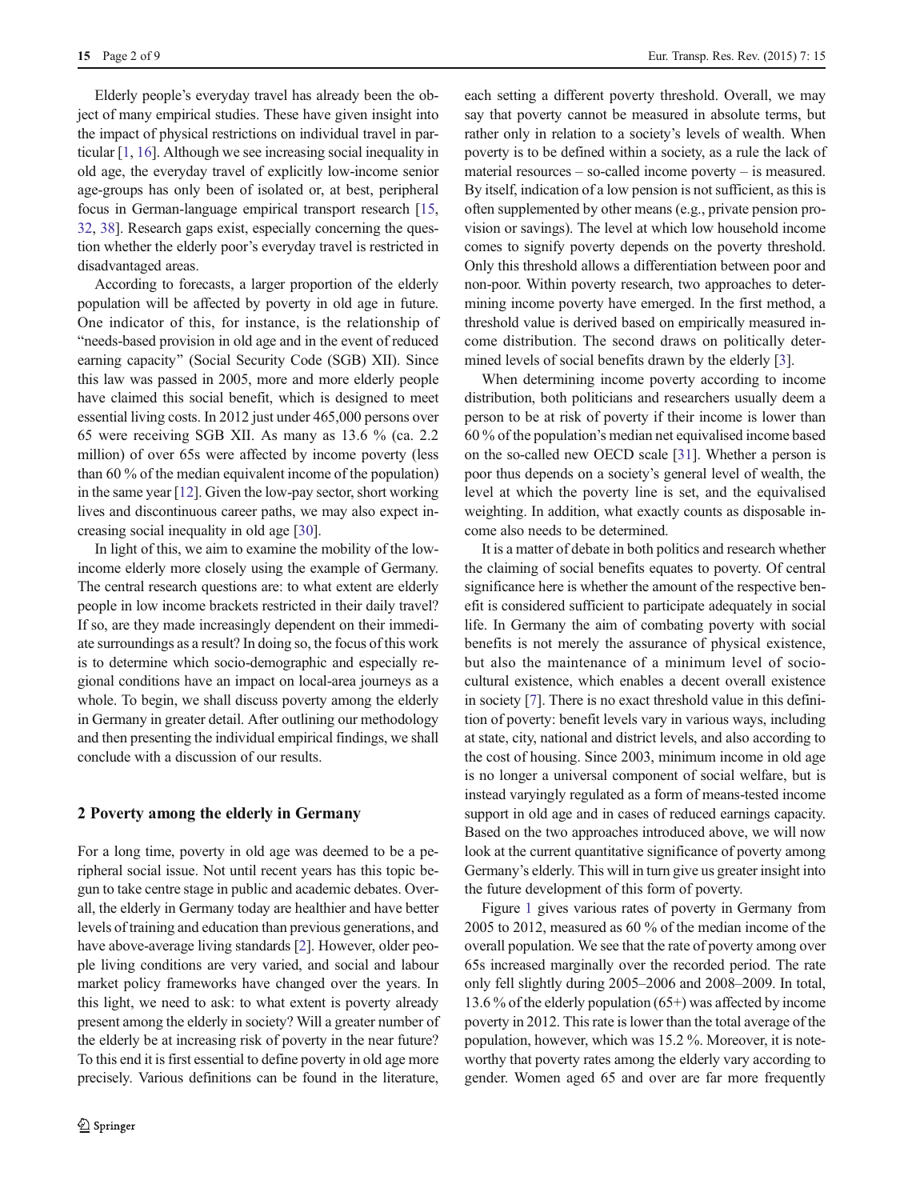Elderly people's everyday travel has already been the object of many empirical studies. These have given insight into the impact of physical restrictions on individual travel in particular [1, 16]. Although we see increasing social inequality in old age, the everyday travel of explicitly low-income senior age-groups has only been of isolated or, at best, peripheral focus in German-language empirical transport research [15, 32, 38]. Research gaps exist, especially concerning the question whether the elderly poor's everyday travel is restricted in disadvantaged areas.

According to forecasts, a larger proportion of the elderly population will be affected by poverty in old age in future. One indicator of this, for instance, is the relationship of "needs-based provision in old age and in the event of reduced earning capacity" (Social Security Code (SGB) XII). Since this law was passed in 2005, more and more elderly people have claimed this social benefit, which is designed to meet essential living costs. In 2012 just under 465,000 persons over 65 were receiving SGB XII. As many as 13.6 % (ca. 2.2 million) of over 65s were affected by income poverty (less than 60 % of the median equivalent income of the population) in the same year [12]. Given the low-pay sector, short working lives and discontinuous career paths, we may also expect increasing social inequality in old age [30].

In light of this, we aim to examine the mobility of the low-income elderly more closely using the example of Germany. The central research questions are: to what extent are elderly people in low income brackets restricted in their daily travel? If so, are they made increasingly dependent on their immediate surroundings as a result? In doing so, the focus of this work is to determine which socio-demographic and especially regional conditions have an impact on local-area journeys as a whole. To begin, we shall discuss poverty among the elderly in Germany in greater detail. After outlining our methodology and then presenting the individual empirical findings, we shall conclude with a discussion of our results.

## 2 Poverty among the elderly in Germany

For a long time, poverty in old age was deemed to be a peripheral social issue. Not until recent years has this topic begun to take centre stage in public and academic debates. Overall, the elderly in Germany today are healthier and have better levels of training and education than previous generations, and have above-average living standards [2]. However, older people living conditions are very varied, and social and labour market policy frameworks have changed over the years. In this light, we need to ask: to what extent is poverty already present among the elderly in society? Will a greater number of the elderly be at increasing risk of poverty in the near future? To this end it is first essential to define poverty in old age more precisely. Various definitions can be found in the literature, each setting a different poverty threshold. Overall, we may say that poverty cannot be measured in absolute terms, but rather only in relation to a society's levels of wealth. When poverty is to be defined within a society, as a rule the lack of material resources – so-called income poverty – is measured. By itself, indication of a low pension is not sufficient, as this is often supplemented by other means (e.g., private pension provision or savings). The level at which low household income comes to signify poverty depends on the poverty threshold. Only this threshold allows a differentiation between poor and non-poor. Within poverty research, two approaches to determining income poverty have emerged. In the first method, a threshold value is derived based on empirically measured income distribution. The second draws on politically determined levels of social benefits drawn by the elderly [3].

When determining income poverty according to income distribution, both politicians and researchers usually deem a person to be at risk of poverty if their income is lower than 60 % of the population's median net equivalised income based on the so-called new OECD scale [31]. Whether a person is poor thus depends on a society's general level of wealth, the level at which the poverty line is set, and the equivalised weighting. In addition, what exactly counts as disposable income also needs to be determined.

It is a matter of debate in both politics and research whether the claiming of social benefits equates to poverty. Of central significance here is whether the amount of the respective benefit is considered sufficient to participate adequately in social life. In Germany the aim of combating poverty with social benefits is not merely the assurance of physical existence, but also the maintenance of a minimum level of socio-cultural existence, which enables a decent overall existence in society [7]. There is no exact threshold value in this definition of poverty: benefit levels vary in various ways, including at state, city, national and district levels, and also according to the cost of housing. Since 2003, minimum income in old age is no longer a universal component of social welfare, but is instead varyingly regulated as a form of means-tested income support in old age and in cases of reduced earnings capacity. Based on the two approaches introduced above, we will now look at the current quantitative significance of poverty among Germany's elderly. This will in turn give us greater insight into the future development of this form of poverty.

Figure 1 gives various rates of poverty in Germany from 2005 to 2012, measured as 60 % of the median income of the overall population. We see that the rate of poverty among over 65s increased marginally over the recorded period. The rate only fell slightly during 2005–2006 and 2008–2009. In total, 13.6 % of the elderly population (65+) was affected by income poverty in 2012. This rate is lower than the total average of the population, however, which was 15.2 %. Moreover, it is noteworthy that poverty rates among the elderly vary according to gender. Women aged 65 and over are far more frequently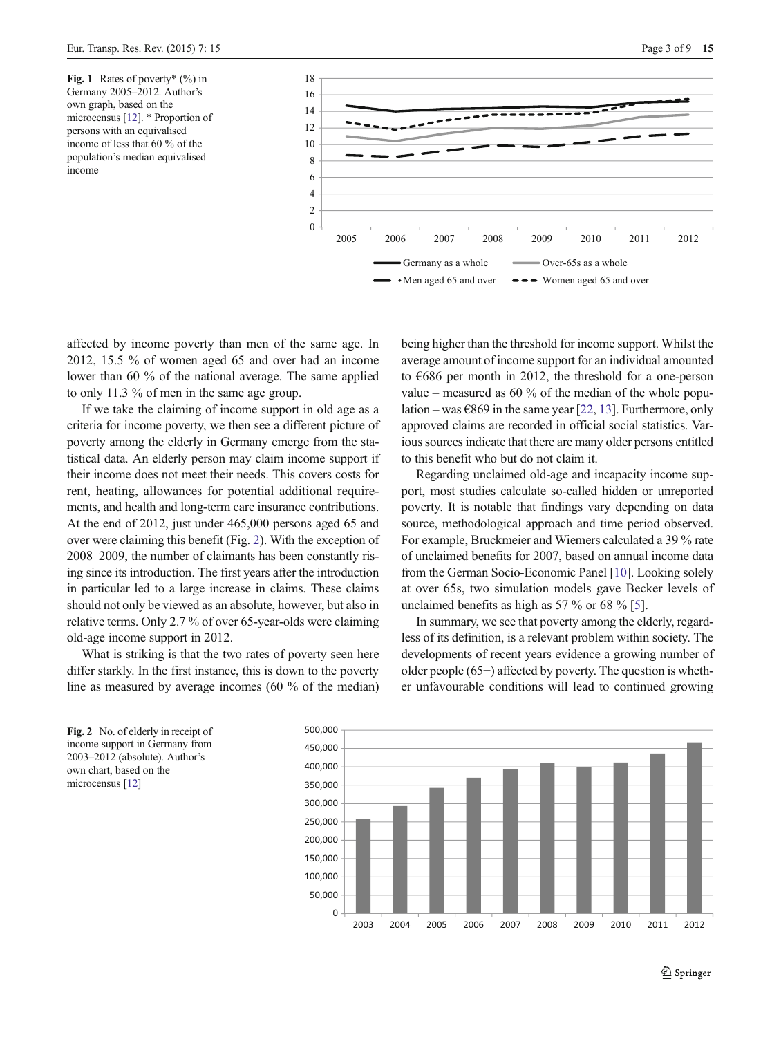**Fig. 1** Rates of poverty* (%) in Germany 2005–2012. Author's own graph, based on the microcensus [12]. * Proportion of persons with an equivalised income of less that 60 % of the population's median equivalised income

affected by income poverty than men of the same age. In 2012, 15.5 % of women aged 65 and over had an income lower than 60 % of the national average. The same applied to only 11.3 % of men in the same age group.

If we take the claiming of income support in old age as a criteria for income poverty, we then see a different picture of poverty among the elderly in Germany emerge from the statistical data. An elderly person may claim income support if their income does not meet their needs. This covers costs for rent, heating, allowances for potential additional requirements, and health and long-term care insurance contributions. At the end of 2012, just under 465,000 persons aged 65 and over were claiming this benefit (Fig. 2). With the exception of 2008–2009, the number of claimants has been constantly rising since its introduction. The first years after the introduction in particular led to a large increase in claims. These claims should not only be viewed as an absolute, however, but also in relative terms. Only 2.7 % of over 65-year-olds were claiming old-age income support in 2012.

What is striking is that the two rates of poverty seen here differ starkly. In the first instance, this is down to the poverty line as measured by average incomes (60 % of the median) being higher than the threshold for income support. Whilst the average amount of income support for an individual amounted to €686 per month in 2012, the threshold for a one-person value – measured as 60 % of the median of the whole population – was €869 in the same year [22, 13]. Furthermore, only approved claims are recorded in official social statistics. Various sources indicate that there are many older persons entitled to this benefit who but do not claim it.

Regarding unclaimed old-age and incapacity income support, most studies calculate so-called hidden or unreported poverty. It is notable that findings vary depending on data source, methodological approach and time period observed. For example, Bruckmeier and Wiemers calculated a 39 % rate of unclaimed benefits for 2007, based on annual income data from the German Socio-Economic Panel [10]. Looking solely at over 65s, two simulation models gave Becker levels of unclaimed benefits as high as 57 % or 68 % [5].

In summary, we see that poverty among the elderly, regardless of its definition, is a relevant problem within society. The developments of recent years evidence a growing number of older people (65+) affected by poverty. The question is whether unfavourable conditions will lead to continued growing

**Fig. 2** No. of elderly in receipt of income support in Germany from 2003–2012 (absolute). Author's own chart, based on the microcensus [12]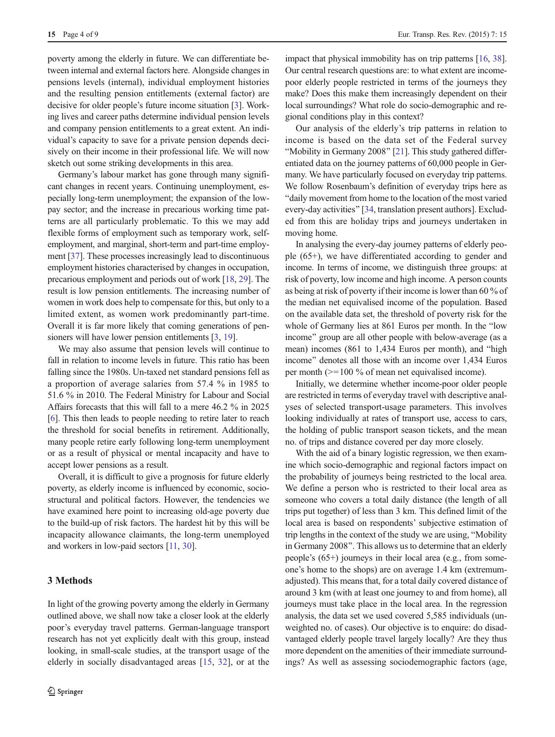poverty among the elderly in future. We can differentiate between internal and external factors here. Alongside changes in pensions levels (internal), individual employment histories and the resulting pension entitlements (external factor) are decisive for older people's future income situation [3]. Working lives and career paths determine individual pension levels and company pension entitlements to a great extent. An individual's capacity to save for a private pension depends decisively on their income in their professional life. We will now sketch out some striking developments in this area.

Germany's labour market has gone through many significant changes in recent years. Continuing unemployment, especially long-term unemployment; the expansion of the low-pay sector; and the increase in precarious working time patterns are all particularly problematic. To this we may add flexible forms of employment such as temporary work, self-employment, and marginal, short-term and part-time employment [37]. These processes increasingly lead to discontinuous employment histories characterised by changes in occupation, precarious employment and periods out of work [18, 29]. The result is low pension entitlements. The increasing number of women in work does help to compensate for this, but only to a limited extent, as women work predominantly part-time. Overall it is far more likely that coming generations of pensioners will have lower pension entitlements [3, 19].

We may also assume that pension levels will continue to fall in relation to income levels in future. This ratio has been falling since the 1980s. Un-taxed net standard pensions fell as a proportion of average salaries from 57.4 % in 1985 to 51.6 % in 2010. The Federal Ministry for Labour and Social Affairs forecasts that this will fall to a mere 46.2 % in 2025 [6]. This then leads to people needing to retire later to reach the threshold for social benefits in retirement. Additionally, many people retire early following long-term unemployment or as a result of physical or mental incapacity and have to accept lower pensions as a result.

Overall, it is difficult to give a prognosis for future elderly poverty, as elderly income is influenced by economic, socio-structural and political factors. However, the tendencies we have examined here point to increasing old-age poverty due to the build-up of risk factors. The hardest hit by this will be incapacity allowance claimants, the long-term unemployed and workers in low-paid sectors [11, 30].

## 3 Methods

In light of the growing poverty among the elderly in Germany outlined above, we shall now take a closer look at the elderly poor's everyday travel patterns. German-language transport research has not yet explicitly dealt with this group, instead looking, in small-scale studies, at the transport usage of the elderly in socially disadvantaged areas [15, 32], or at the impact that physical immobility has on trip patterns [16, 38]. Our central research questions are: to what extent are income-poor elderly people restricted in terms of the journeys they make? Does this make them increasingly dependent on their local surroundings? What role do socio-demographic and regional conditions play in this context?

Our analysis of the elderly's trip patterns in relation to income is based on the data set of the Federal survey "Mobility in Germany 2008" [21]. This study gathered differentiated data on the journey patterns of 60,000 people in Germany. We have particularly focused on everyday trip patterns. We follow Rosenbaum's definition of everyday trips here as "daily movement from home to the location of the most varied every-day activities" [34, translation present authors]. Excluded from this are holiday trips and journeys undertaken in moving home.

In analysing the every-day journey patterns of elderly people (65+), we have differentiated according to gender and income. In terms of income, we distinguish three groups: at risk of poverty, low income and high income. A person counts as being at risk of poverty if their income is lower than 60 % of the median net equivalised income of the population. Based on the available data set, the threshold of poverty risk for the whole of Germany lies at 861 Euros per month. In the "low income" group are all other people with below-average (as a mean) incomes (861 to 1,434 Euros per month), and "high income" denotes all those with an income over 1,434 Euros per month (>=100 % of mean net equivalised income).

Initially, we determine whether income-poor older people are restricted in terms of everyday travel with descriptive analyses of selected transport-usage parameters. This involves looking individually at rates of transport use, access to cars, the holding of public transport season tickets, and the mean no. of trips and distance covered per day more closely.

With the aid of a binary logistic regression, we then examine which socio-demographic and regional factors impact on the probability of journeys being restricted to the local area. We define a person who is restricted to their local area as someone who covers a total daily distance (the length of all trips put together) of less than 3 km. This defined limit of the local area is based on respondents' subjective estimation of trip lengths in the context of the study we are using, "Mobility in Germany 2008". This allows us to determine that an elderly people's (65+) journeys in their local area (e.g., from someone's home to the shops) are on average 1.4 km (extremum-adjusted). This means that, for a total daily covered distance of around 3 km (with at least one journey to and from home), all journeys must take place in the local area. In the regression analysis, the data set we used covered 5,585 individuals (unweighted no. of cases). Our objective is to enquire: do disadvantaged elderly people travel largely locally? Are they thus more dependent on the amenities of their immediate surroundings? As well as assessing sociodemographic factors (age,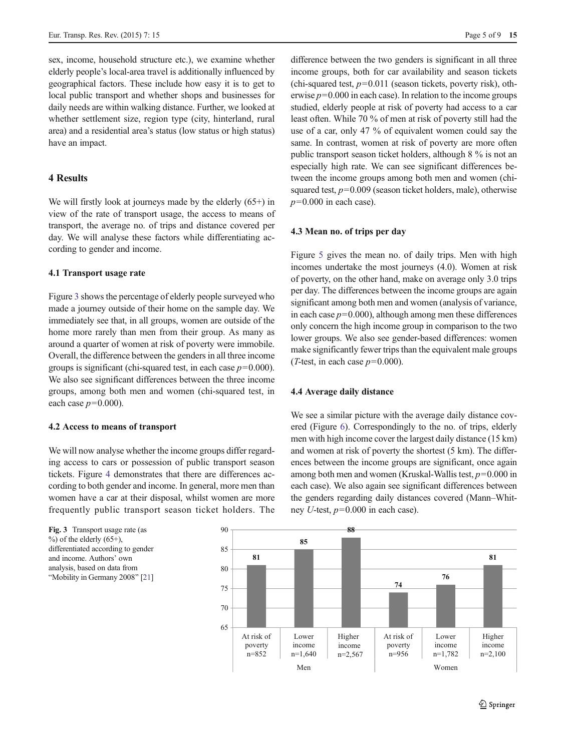sex, income, household structure etc.), we examine whether elderly people's local-area travel is additionally influenced by geographical factors. These include how easy it is to get to local public transport and whether shops and businesses for daily needs are within walking distance. Further, we looked at whether settlement size, region type (city, hinterland, rural area) and a residential area's status (low status or high status) have an impact.

## 4 Results

We will firstly look at journeys made by the elderly (65+) in view of the rate of transport usage, the access to means of transport, the average no. of trips and distance covered per day. We will analyse these factors while differentiating according to gender and income.

### 4.1 Transport usage rate

Figure 3 shows the percentage of elderly people surveyed who made a journey outside of their home on the sample day. We immediately see that, in all groups, women are outside of the home more rarely than men from their group. As many as around a quarter of women at risk of poverty were immobile. Overall, the difference between the genders in all three income groups is significant (chi-squared test, in each case $p=0.000$). We also see significant differences between the three income groups, among both men and women (chi-squared test, in each case $p=0.000$).

### 4.2 Access to means of transport

We will now analyse whether the income groups differ regarding access to cars or possession of public transport season tickets. Figure 4 demonstrates that there are differences according to both gender and income. In general, more men than women have a car at their disposal, whilst women are more frequently public transport season ticket holders. The difference between the two genders is significant in all three income groups, both for car availability and season tickets (chi-squared test, $p=0.011$ (season tickets, poverty risk), otherwise $p=0.000$ in each case). In relation to the income groups studied, elderly people at risk of poverty had access to a car least often. While 70 % of men at risk of poverty still had the use of a car, only 47 % of equivalent women could say the same. In contrast, women at risk of poverty are more often public transport season ticket holders, although 8 % is not an especially high rate. We can see significant differences between the income groups among both men and women (chi-squared test, $p=0.009$ (season ticket holders, male), otherwise $p=0.000$ in each case).

### 4.3 Mean no. of trips per day

Figure 5 gives the mean no. of daily trips. Men with high incomes undertake the most journeys (4.0). Women at risk of poverty, on the other hand, make on average only 3.0 trips per day. The differences between the income groups are again significant among both men and women (analysis of variance, in each case $p=0.000$), although among men these differences only concern the high income group in comparison to the two lower groups. We also see gender-based differences: women make significantly fewer trips than the equivalent male groups ($T$-test, in each case $p=0.000$).

### 4.4 Average daily distance

We see a similar picture with the average daily distance covered (Figure 6). Correspondingly to the no. of trips, elderly men with high income cover the largest daily distance (15 km) and women at risk of poverty the shortest (5 km). The differences between the income groups are significant, once again among both men and women (Kruskal-Wallis test, $p=0.000$ in each case). We also again see significant differences between the genders regarding daily distances covered (Mann–Whitney $U$-test, $p=0.000$ in each case).

| | At risk of poverty | Lower income | Higher income |
|---|---|---|---|
| Men | 81 (n=852) | 85 (n=1,640) | 88 (n=2,567) |
| Women | 74 (n=956) | 76 (n=1,782) | 81 (n=2,100) |

**Fig. 3** Transport usage rate (as %) of the elderly (65+), differentiated according to gender and income. Authors' own analysis, based on data from "Mobility in Germany 2008" [21]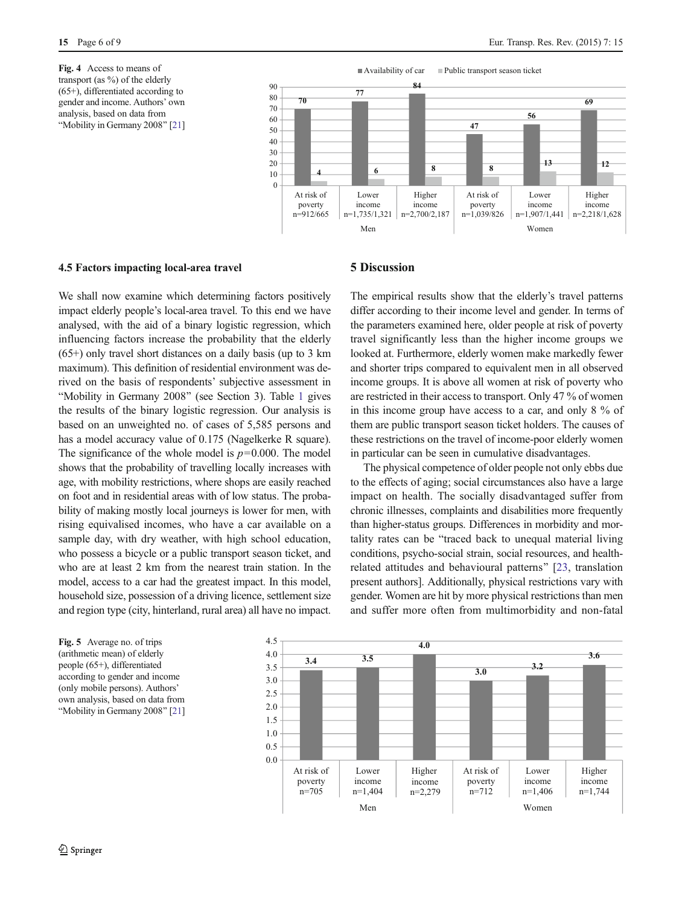Fig. 4 Access to means of transport (as %) of the elderly (65+), differentiated according to gender and income. Authors' own analysis, based on data from "Mobility in Germany 2008" [21]

| | | Availability of car | Public transport season ticket |
|---|---|---|---|
| Men | At risk of poverty n=912/665 | 70 | 4 |
| | Lower income n=1,735/1,321 | 77 | 6 |
| | Higher income n=2,700/2,187 | 84 | 8 |
| Women | At risk of poverty n=1,039/826 | 47 | 8 |
| | Lower income n=1,907/1,441 | 56 | 13 |
| | Higher income n=2,218/1,628 | 69 | 12 |

### 4.5 Factors impacting local-area travel

We shall now examine which determining factors positively impact elderly people's local-area travel. To this end we have analysed, with the aid of a binary logistic regression, which influencing factors increase the probability that the elderly (65+) only travel short distances on a daily basis (up to 3 km maximum). This definition of residential environment was derived on the basis of respondents' subjective assessment in "Mobility in Germany 2008" (see Section 3). Table 1 gives the results of the binary logistic regression. Our analysis is based on an unweighted no. of cases of 5,585 persons and has a model accuracy value of 0.175 (Nagelkerke R square). The significance of the whole model is $p=0.000$. The model shows that the probability of travelling locally increases with age, with mobility restrictions, where shops are easily reached on foot and in residential areas with of low status. The probability of making mostly local journeys is lower for men, with rising equivalised incomes, who have a car available on a sample day, with dry weather, with high school education, who possess a bicycle or a public transport season ticket, and who are at least 2 km from the nearest train station. In the model, access to a car had the greatest impact. In this model, household size, possession of a driving licence, settlement size and region type (city, hinterland, rural area) all have no impact.

## 5 Discussion

The empirical results show that the elderly's travel patterns differ according to their income level and gender. In terms of the parameters examined here, older people at risk of poverty travel significantly less than the higher income groups we looked at. Furthermore, elderly women make markedly fewer and shorter trips compared to equivalent men in all observed income groups. It is above all women at risk of poverty who are restricted in their access to transport. Only 47 % of women in this income group have access to a car, and only 8 % of them are public transport season ticket holders. The causes of these restrictions on the travel of income-poor elderly women in particular can be seen in cumulative disadvantages.

The physical competence of older people not only ebbs due to the effects of aging; social circumstances also have a large impact on health. The socially disadvantaged suffer from chronic illnesses, complaints and disabilities more frequently than higher-status groups. Differences in morbidity and mortality rates can be "traced back to unequal material living conditions, psycho-social strain, social resources, and health-related attitudes and behavioural patterns" [23, translation present authors]. Additionally, physical restrictions vary with gender. Women are hit by more physical restrictions than men and suffer more often from multimorbidity and non-fatal

Fig. 5 Average no. of trips (arithmetic mean) of elderly people (65+), differentiated according to gender and income (only mobile persons). Authors' own analysis, based on data from "Mobility in Germany 2008" [21]

| | | Average no. of trips |
|---|---|---|
| Men | At risk of poverty n=705 | 3.4 |
| | Lower income n=1,404 | 3.5 |
| | Higher income n=2,279 | 4.0 |
| Women | At risk of poverty n=712 | 3.0 |
| | Lower income n=1,406 | 3.2 |
| | Higher income n=1,744 | 3.6 |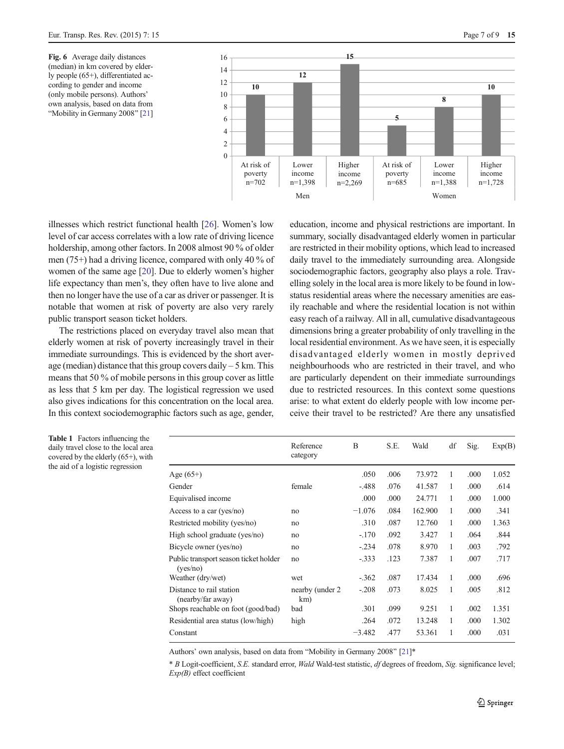**Fig. 6** Average daily distances (median) in km covered by elderly people (65+), differentiated according to gender and income (only mobile persons). Authors' own analysis, based on data from "Mobility in Germany 2008" [21]

illnesses which restrict functional health [26]. Women's low level of car access correlates with a low rate of driving licence holdership, among other factors. In 2008 almost 90 % of older men (75+) had a driving licence, compared with only 40 % of women of the same age [20]. Due to elderly women's higher life expectancy than men's, they often have to live alone and then no longer have the use of a car as driver or passenger. It is notable that women at risk of poverty are also very rarely public transport season ticket holders.

The restrictions placed on everyday travel also mean that elderly women at risk of poverty increasingly travel in their immediate surroundings. This is evidenced by the short average (median) distance that this group covers daily – 5 km. This means that 50 % of mobile persons in this group cover as little as less that 5 km per day. The logistical regression we used also gives indications for this concentration on the local area. In this context sociodemographic factors such as age, gender, education, income and physical restrictions are important. In summary, socially disadvantaged elderly women in particular are restricted in their mobility options, which lead to increased daily travel to the immediately surrounding area. Alongside sociodemographic factors, geography also plays a role. Travelling solely in the local area is more likely to be found in low-status residential areas where the necessary amenities are easily reachable and where the residential location is not within easy reach of a railway. All in all, cumulative disadvantageous dimensions bring a greater probability of only travelling in the local residential environment. As we have seen, it is especially disadvantaged elderly women in mostly deprived neighbourhoods who are restricted in their travel, and who are particularly dependent on their immediate surroundings due to restricted resources. In this context some questions arise: to what extent do elderly people with low income perceive their travel to be restricted? Are there any unsatisfied

**Table 1** Factors influencing the daily travel close to the local area covered by the elderly (65+), with the aid of a logistic regression

| | Reference category | B | S.E. | Wald | df | Sig. | Exp(B) |
|---|---|---|---|---|---|---|---|
| Age (65+) | | .050 | .006 | 73.972 | 1 | .000 | 1.052 |
| Gender | female | -.488 | .076 | 41.587 | 1 | .000 | .614 |
| Equivalised income | | .000 | .000 | 24.771 | 1 | .000 | 1.000 |
| Access to a car (yes/no) | no | −1.076 | .084 | 162.900 | 1 | .000 | .341 |
| Restricted mobility (yes/no) | no | .310 | .087 | 12.760 | 1 | .000 | 1.363 |
| High school graduate (yes/no) | no | -.170 | .092 | 3.427 | 1 | .064 | .844 |
| Bicycle owner (yes/no) | no | -.234 | .078 | 8.970 | 1 | .003 | .792 |
| Public transport season ticket holder (yes/no) | no | -.333 | .123 | 7.387 | 1 | .007 | .717 |
| Weather (dry/wet) | wet | -.362 | .087 | 17.434 | 1 | .000 | .696 |
| Distance to rail station (nearby/far away) | nearby (under 2 km) | -.208 | .073 | 8.025 | 1 | .005 | .812 |
| Shops reachable on foot (good/bad) | bad | .301 | .099 | 9.251 | 1 | .002 | 1.351 |
| Residential area status (low/high) | high | .264 | .072 | 13.248 | 1 | .000 | 1.302 |
| Constant | | −3.482 | .477 | 53.361 | 1 | .000 | .031 |

Authors' own analysis, based on data from "Mobility in Germany 2008" [21]*

\* *B* Logit-coefficient, *S.E.* standard error, *Wald* Wald-test statistic, *df* degrees of freedom, *Sig.* significance level; *Exp(B)* effect coefficient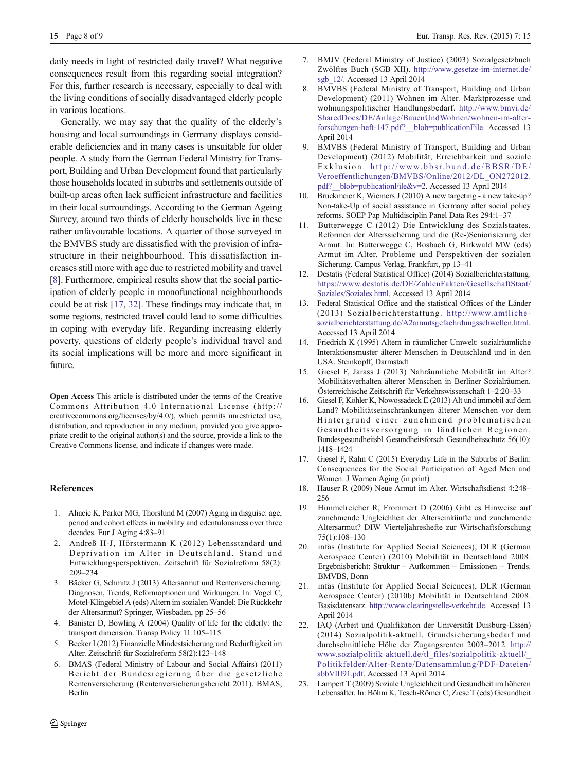daily needs in light of restricted daily travel? What negative consequences result from this regarding social integration? For this, further research is necessary, especially to deal with the living conditions of socially disadvantaged elderly people in various locations.

Generally, we may say that the quality of the elderly's housing and local surroundings in Germany displays considerable deficiencies and in many cases is unsuitable for older people. A study from the German Federal Ministry for Transport, Building and Urban Development found that particularly those households located in suburbs and settlements outside of built-up areas often lack sufficient infrastructure and facilities in their local surroundings. According to the German Ageing Survey, around two thirds of elderly households live in these rather unfavourable locations. A quarter of those surveyed in the BMVBS study are dissatisfied with the provision of infrastructure in their neighbourhood. This dissatisfaction increases still more with age due to restricted mobility and travel [8]. Furthermore, empirical results show that the social participation of elderly people in monofunctional neighbourhoods could be at risk [17, 32]. These findings may indicate that, in some regions, restricted travel could lead to some difficulties in coping with everyday life. Regarding increasing elderly poverty, questions of elderly people's individual travel and its social implications will be more and more significant in future.

**Open Access** This article is distributed under the terms of the Creative Commons Attribution 4.0 International License (http://creativecommons.org/licenses/by/4.0/), which permits unrestricted use, distribution, and reproduction in any medium, provided you give appropriate credit to the original author(s) and the source, provide a link to the Creative Commons license, and indicate if changes were made.

## References

1. Ahacic K, Parker MG, Thorslund M (2007) Aging in disguise: age, period and cohort effects in mobility and edentulousness over three decades. Eur J Aging 4:83–91
2. Andreß H-J, Hörstermann K (2012) Lebensstandard und Deprivation im Alter in Deutschland. Stand und Entwicklungsperspektiven. Zeitschrift für Sozialreform 58(2): 209–234
3. Bäcker G, Schmitz J (2013) Altersarmut und Rentenversicherung: Diagnosen, Trends, Reformoptionen und Wirkungen. In: Vogel C, Motel-Klingebiel A (eds) Altern im sozialen Wandel: Die Rückkehr der Altersarmut? Springer, Wiesbaden, pp 25–56
4. Banister D, Bowling A (2004) Quality of life for the elderly: the transport dimension. Transp Policy 11:105–115
5. Becker I (2012) Finanzielle Mindestsicherung und Bedürftigkeit im Alter. Zeitschrift für Sozialreform 58(2):123–148
6. BMAS (Federal Ministry of Labour and Social Affairs) (2011) Bericht der Bundesregierung über die gesetzliche Rentenversicherung (Rentenversicherungsbericht 2011). BMAS, Berlin
7. BMJV (Federal Ministry of Justice) (2003) Sozialgesetzbuch Zwölftes Buch (SGB XII). http://www.gesetze-im-internet.de/sgb_12/. Accessed 13 April 2014
8. BMVBS (Federal Ministry of Transport, Building and Urban Development) (2011) Wohnen im Alter. Marktprozesse und wohnungspolitischer Handlungsbedarf. http://www.bmvi.de/SharedDocs/DE/Anlage/BauenUndWohnen/wohnen-im-alter-forschungen-heft-147.pdf?__blob=publicationFile. Accessed 13 April 2014
9. BMVBS (Federal Ministry of Transport, Building and Urban Development) (2012) Mobilität, Erreichbarkeit und soziale Exklusion. http://www.bbsr.bund.de/BBSR/DE/Veroeffentlichungen/BMVBS/Online/2012/DL_ON272012.pdf?__blob=publicationFile&v=2. Accessed 13 April 2014
10. Bruckmeier K, Wiemers J (2010) A new targeting - a new take-up? Non-take-Up of social assistance in Germany after social policy reforms. SOEP Pap Multidisciplin Panel Data Res 294:1–37
11. Butterwegge C (2012) Die Entwicklung des Sozialstaates, Reformen der Alterssicherung und die (Re-)Seniorisierung der Armut. In: Butterwegge C, Bosbach G, Birkwald MW (eds) Armut im Alter. Probleme und Perspektiven der sozialen Sicherung. Campus Verlag, Frankfurt, pp 13–41
12. Destatis (Federal Statistical Office) (2014) Sozialberichterstattung. https://www.destatis.de/DE/ZahlenFakten/GesellschaftStaat/Soziales/Soziales.html. Accessed 13 April 2014
13. Federal Statistical Office and the statistical Offices of the Länder (2013) Sozialberichterstattung. http://www.amtliche-sozialberichterstattung.de/A2armutsgefaehrdungsschwellen.html. Accessed 13 April 2014
14. Friedrich K (1995) Altern in räumlicher Umwelt: sozialräumliche Interaktionsmuster älterer Menschen in Deutschland und in den USA. Steinkopff, Darmstadt
15. Giesel F, Jarass J (2013) Nahräumliche Mobilität im Alter? Mobilitätsverhalten älterer Menschen in Berliner Sozialräumen. Österreichische Zeitschrift für Verkehrswissenschaft 1–2:20–33
16. Giesel F, Köhler K, Nowossadeck E (2013) Alt und immobil auf dem Land? Mobilitätseinschränkungen älterer Menschen vor dem Hintergrund einer zunehmend problematischen Gesundheitsversorgung in ländlichen Regionen. Bundesgesundheitsbl Gesundheitsforsch Gesundheitsschutz 56(10): 1418–1424
17. Giesel F, Rahn C (2015) Everyday Life in the Suburbs of Berlin: Consequences for the Social Participation of Aged Men and Women. J Women Aging (in print)
18. Hauser R (2009) Neue Armut im Alter. Wirtschaftsdienst 4:248–256
19. Himmelreicher R, Frommert D (2006) Gibt es Hinweise auf zunehmende Ungleichheit der Alterseinkünfte und zunehmende Altersarmut? DIW Vierteljahreshefte zur Wirtschaftsforschung 75(1):108–130
20. infas (Institute for Applied Social Sciences), DLR (German Aerospace Center) (2010) Mobilität in Deutschland 2008. Ergebnisbericht: Struktur – Aufkommen – Emissionen – Trends. BMVBS, Bonn
21. infas (Institute for Applied Social Sciences), DLR (German Aerospace Center) (2010b) Mobilität in Deutschland 2008. Basisdatensatz. http://www.clearingstelle-verkehr.de. Accessed 13 April 2014
22. IAQ (Arbeit und Qualifikation der Universität Duisburg-Essen) (2014) Sozialpolitik-aktuell. Grundsicherungsbedarf und durchschnittliche Höhe der Zugangsrenten 2003–2012. http://www.sozialpolitik-aktuell.de/tl_files/sozialpolitik-aktuell/_Politikfelder/Alter-Rente/Datensammlung/PDF-Dateien/abbVIII91.pdf. Accessed 13 April 2014
23. Lampert T (2009) Soziale Ungleichheit und Gesundheit im höheren Lebensalter. In: Böhm K, Tesch-Römer C, Ziese T (eds) Gesundheit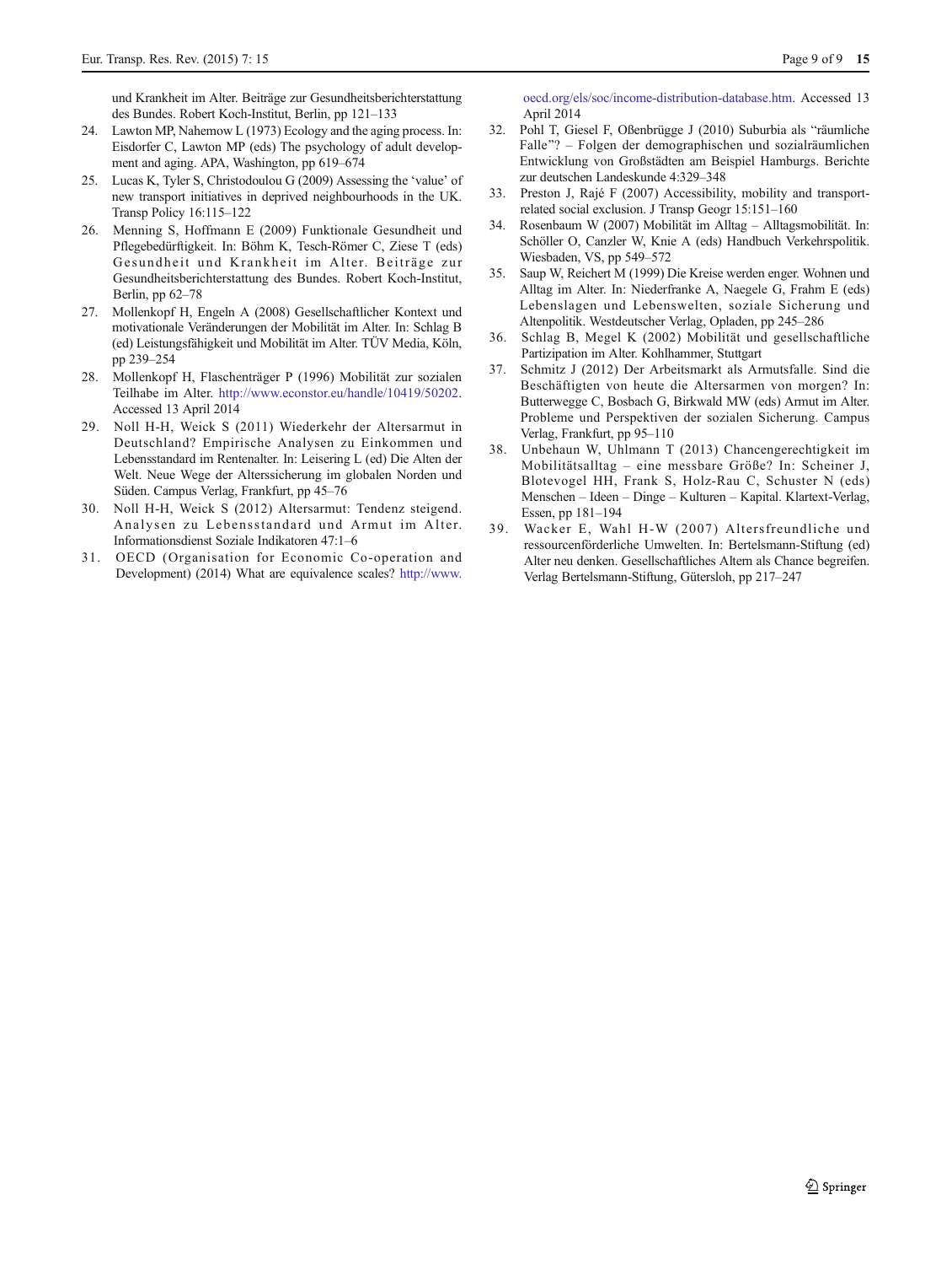und Krankheit im Alter. Beiträge zur Gesundheitsberichterstattung des Bundes. Robert Koch-Institut, Berlin, pp 121–133

24. Lawton MP, Nahemow L (1973) Ecology and the aging process. In: Eisdorfer C, Lawton MP (eds) The psychology of adult development and aging. APA, Washington, pp 619–674
25. Lucas K, Tyler S, Christodoulou G (2009) Assessing the 'value' of new transport initiatives in deprived neighbourhoods in the UK. Transp Policy 16:115–122
26. Menning S, Hoffmann E (2009) Funktionale Gesundheit und Pflegebedürftigkeit. In: Böhm K, Tesch-Römer C, Ziese T (eds) Gesundheit und Krankheit im Alter. Beiträge zur Gesundheitsberichterstattung des Bundes. Robert Koch-Institut, Berlin, pp 62–78
27. Mollenkopf H, Engeln A (2008) Gesellschaftlicher Kontext und motivationale Veränderungen der Mobilität im Alter. In: Schlag B (ed) Leistungsfähigkeit und Mobilität im Alter. TÜV Media, Köln, pp 239–254
28. Mollenkopf H, Flaschenträger P (1996) Mobilität zur sozialen Teilhabe im Alter. http://www.econstor.eu/handle/10419/50202. Accessed 13 April 2014
29. Noll H-H, Weick S (2011) Wiederkehr der Altersarmut in Deutschland? Empirische Analysen zu Einkommen und Lebensstandard im Rentenalter. In: Leisering L (ed) Die Alten der Welt. Neue Wege der Alterssicherung im globalen Norden und Süden. Campus Verlag, Frankfurt, pp 45–76
30. Noll H-H, Weick S (2012) Altersarmut: Tendenz steigend. Analysen zu Lebensstandard und Armut im Alter. Informationsdienst Soziale Indikatoren 47:1–6
31. OECD (Organisation for Economic Co-operation and Development) (2014) What are equivalence scales? http://www.oecd.org/els/soc/income-distribution-database.htm. Accessed 13 April 2014
32. Pohl T, Giesel F, Oßenbrügge J (2010) Suburbia als "räumliche Falle"? – Folgen der demographischen und sozialräumlichen Entwicklung von Großstädten am Beispiel Hamburgs. Berichte zur deutschen Landeskunde 4:329–348
33. Preston J, Rajé F (2007) Accessibility, mobility and transport-related social exclusion. J Transp Geogr 15:151–160
34. Rosenbaum W (2007) Mobilität im Alltag – Alltagsmobilität. In: Schöller O, Canzler W, Knie A (eds) Handbuch Verkehrspolitik. Wiesbaden, VS, pp 549–572
35. Saup W, Reichert M (1999) Die Kreise werden enger. Wohnen und Alltag im Alter. In: Niederfranke A, Naegele G, Frahm E (eds) Lebenslagen und Lebenswelten, soziale Sicherung und Altenpolitik. Westdeutscher Verlag, Opladen, pp 245–286
36. Schlag B, Megel K (2002) Mobilität und gesellschaftliche Partizipation im Alter. Kohlhammer, Stuttgart
37. Schmitz J (2012) Der Arbeitsmarkt als Armutsfalle. Sind die Beschäftigten von heute die Altersarmen von morgen? In: Butterwegge C, Bosbach G, Birkwald MW (eds) Armut im Alter. Probleme und Perspektiven der sozialen Sicherung. Campus Verlag, Frankfurt, pp 95–110
38. Unbehaun W, Uhlmann T (2013) Chancengerechtigkeit im Mobilitätsalltag – eine messbare Größe? In: Scheiner J, Blotevogel HH, Frank S, Holz-Rau C, Schuster N (eds) Menschen – Ideen – Dinge – Kulturen – Kapital. Klartext-Verlag, Essen, pp 181–194
39. Wacker E, Wahl H-W (2007) Altersfreundliche und ressourcenförderliche Umwelten. In: Bertelsmann-Stiftung (ed) Alter neu denken. Gesellschaftliches Altern als Chance begreifen. Verlag Bertelsmann-Stiftung, Gütersloh, pp 217–247